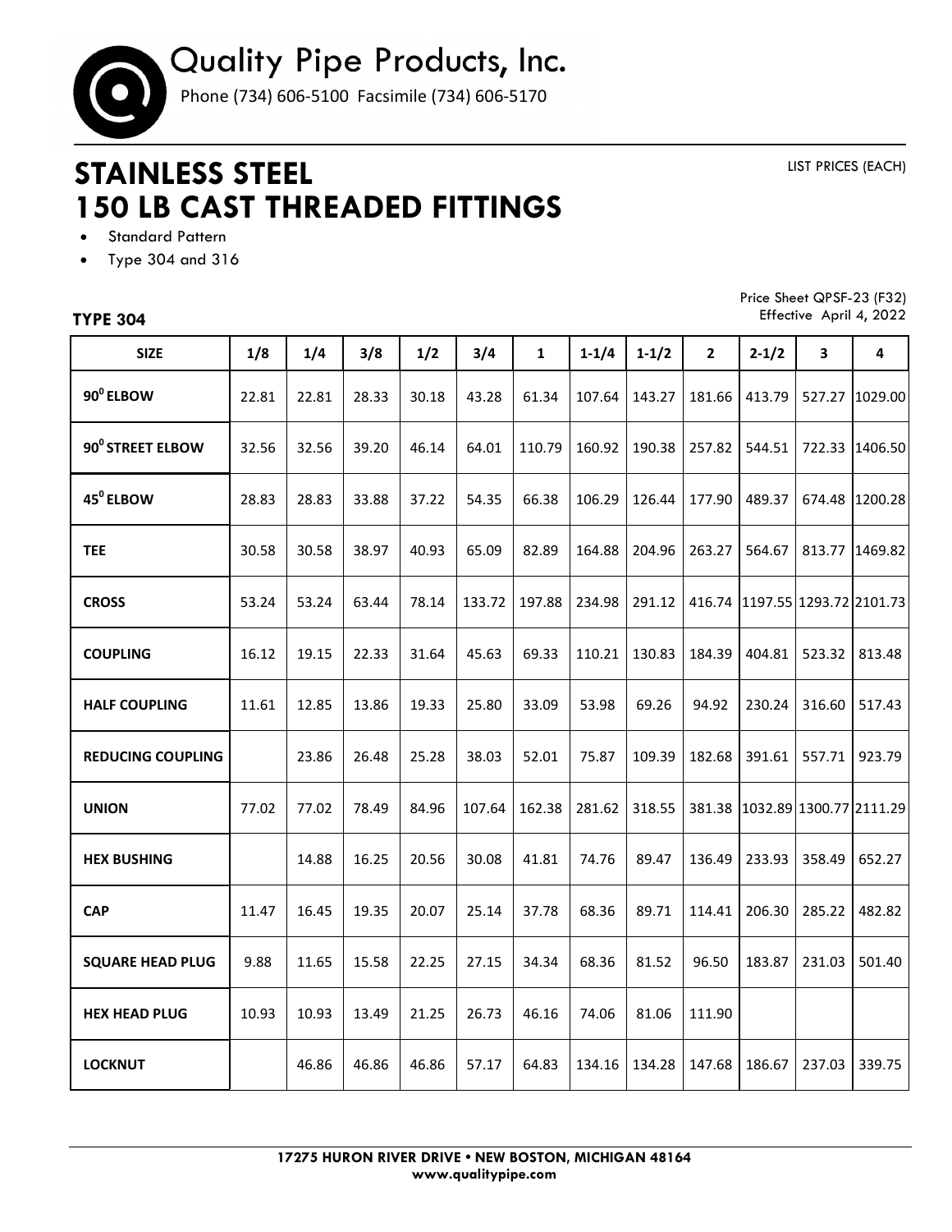# Quality Pipe Products, Inc.

Phone (734) 606-5100 Facsimile (734) 606-5170

LIST PRICES (EACH)

# STAINLESS STEEL 150 LB CAST THREADED FITTINGS

- Standard Pattern
- Type 304 and 316

Price Sheet QPSF-23 (F32)
Effective April 4, 2022

### TYPE 304

| SIZE | 1/8 | 1/4 | 3/8 | 1/2 | 3/4 | 1 | 1-1/4 | 1-1/2 | 2 | 2-1/2 | 3 | 4 |
|---|---|---|---|---|---|---|---|---|---|---|---|---|
| **90$^0$ ELBOW** | 22.81 | 22.81 | 28.33 | 30.18 | 43.28 | 61.34 | 107.64 | 143.27 | 181.66 | 413.79 | 527.27 | 1029.00 |
| **90$^0$ STREET ELBOW** | 32.56 | 32.56 | 39.20 | 46.14 | 64.01 | 110.79 | 160.92 | 190.38 | 257.82 | 544.51 | 722.33 | 1406.50 |
| **45$^0$ ELBOW** | 28.83 | 28.83 | 33.88 | 37.22 | 54.35 | 66.38 | 106.29 | 126.44 | 177.90 | 489.37 | 674.48 | 1200.28 |
| **TEE** | 30.58 | 30.58 | 38.97 | 40.93 | 65.09 | 82.89 | 164.88 | 204.96 | 263.27 | 564.67 | 813.77 | 1469.82 |
| **CROSS** | 53.24 | 53.24 | 63.44 | 78.14 | 133.72 | 197.88 | 234.98 | 291.12 | 416.74 | 1197.55 | 1293.72 | 2101.73 |
| **COUPLING** | 16.12 | 19.15 | 22.33 | 31.64 | 45.63 | 69.33 | 110.21 | 130.83 | 184.39 | 404.81 | 523.32 | 813.48 |
| **HALF COUPLING** | 11.61 | 12.85 | 13.86 | 19.33 | 25.80 | 33.09 | 53.98 | 69.26 | 94.92 | 230.24 | 316.60 | 517.43 |
| **REDUCING COUPLING** | | 23.86 | 26.48 | 25.28 | 38.03 | 52.01 | 75.87 | 109.39 | 182.68 | 391.61 | 557.71 | 923.79 |
| **UNION** | 77.02 | 77.02 | 78.49 | 84.96 | 107.64 | 162.38 | 281.62 | 318.55 | 381.38 | 1032.89 | 1300.77 | 2111.29 |
| **HEX BUSHING** | | 14.88 | 16.25 | 20.56 | 30.08 | 41.81 | 74.76 | 89.47 | 136.49 | 233.93 | 358.49 | 652.27 |
| **CAP** | 11.47 | 16.45 | 19.35 | 20.07 | 25.14 | 37.78 | 68.36 | 89.71 | 114.41 | 206.30 | 285.22 | 482.82 |
| **SQUARE HEAD PLUG** | 9.88 | 11.65 | 15.58 | 22.25 | 27.15 | 34.34 | 68.36 | 81.52 | 96.50 | 183.87 | 231.03 | 501.40 |
| **HEX HEAD PLUG** | 10.93 | 10.93 | 13.49 | 21.25 | 26.73 | 46.16 | 74.06 | 81.06 | 111.90 | | | |
| **LOCKNUT** | | 46.86 | 46.86 | 46.86 | 57.17 | 64.83 | 134.16 | 134.28 | 147.68 | 186.67 | 237.03 | 339.75 |

**17275 HURON RIVER DRIVE • NEW BOSTON, MICHIGAN 48164**
**www.qualitypipe.com**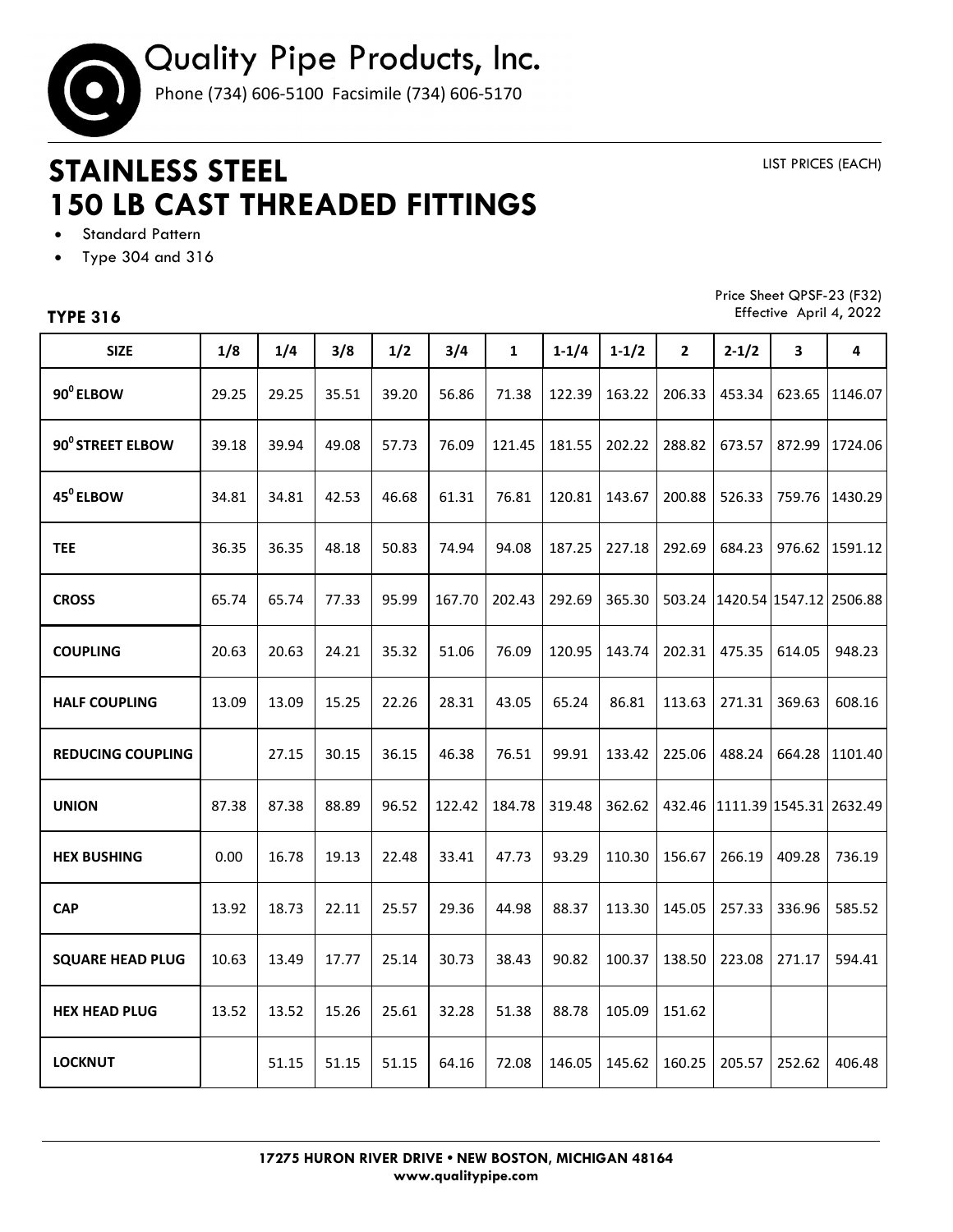Quality Pipe Products, Inc.

Phone (734) 606-5100 Facsimile (734) 606-5170

# STAINLESS STEEL 150 LB CAST THREADED FITTINGS

LIST PRICES (EACH)

- Standard Pattern
- Type 304 and 316

Price Sheet QPSF-23 (F32)
Effective April 4, 2022

**TYPE 316**

| SIZE | 1/8 | 1/4 | 3/8 | 1/2 | 3/4 | 1 | 1-1/4 | 1-1/2 | 2 | 2-1/2 | 3 | 4 |
|---|---|---|---|---|---|---|---|---|---|---|---|---|
| 90$^0$ ELBOW | 29.25 | 29.25 | 35.51 | 39.20 | 56.86 | 71.38 | 122.39 | 163.22 | 206.33 | 453.34 | 623.65 | 1146.07 |
| 90$^0$ STREET ELBOW | 39.18 | 39.94 | 49.08 | 57.73 | 76.09 | 121.45 | 181.55 | 202.22 | 288.82 | 673.57 | 872.99 | 1724.06 |
| 45$^0$ ELBOW | 34.81 | 34.81 | 42.53 | 46.68 | 61.31 | 76.81 | 120.81 | 143.67 | 200.88 | 526.33 | 759.76 | 1430.29 |
| TEE | 36.35 | 36.35 | 48.18 | 50.83 | 74.94 | 94.08 | 187.25 | 227.18 | 292.69 | 684.23 | 976.62 | 1591.12 |
| CROSS | 65.74 | 65.74 | 77.33 | 95.99 | 167.70 | 202.43 | 292.69 | 365.30 | 503.24 | 1420.54 | 1547.12 | 2506.88 |
| COUPLING | 20.63 | 20.63 | 24.21 | 35.32 | 51.06 | 76.09 | 120.95 | 143.74 | 202.31 | 475.35 | 614.05 | 948.23 |
| HALF COUPLING | 13.09 | 13.09 | 15.25 | 22.26 | 28.31 | 43.05 | 65.24 | 86.81 | 113.63 | 271.31 | 369.63 | 608.16 |
| REDUCING COUPLING | | 27.15 | 30.15 | 36.15 | 46.38 | 76.51 | 99.91 | 133.42 | 225.06 | 488.24 | 664.28 | 1101.40 |
| UNION | 87.38 | 87.38 | 88.89 | 96.52 | 122.42 | 184.78 | 319.48 | 362.62 | 432.46 | 1111.39 | 1545.31 | 2632.49 |
| HEX BUSHING | 0.00 | 16.78 | 19.13 | 22.48 | 33.41 | 47.73 | 93.29 | 110.30 | 156.67 | 266.19 | 409.28 | 736.19 |
| CAP | 13.92 | 18.73 | 22.11 | 25.57 | 29.36 | 44.98 | 88.37 | 113.30 | 145.05 | 257.33 | 336.96 | 585.52 |
| SQUARE HEAD PLUG | 10.63 | 13.49 | 17.77 | 25.14 | 30.73 | 38.43 | 90.82 | 100.37 | 138.50 | 223.08 | 271.17 | 594.41 |
| HEX HEAD PLUG | 13.52 | 13.52 | 15.26 | 25.61 | 32.28 | 51.38 | 88.78 | 105.09 | 151.62 | | | |
| LOCKNUT | | 51.15 | 51.15 | 51.15 | 64.16 | 72.08 | 146.05 | 145.62 | 160.25 | 205.57 | 252.62 | 406.48 |

**17275 HURON RIVER DRIVE • NEW BOSTON, MICHIGAN 48164**
**www.qualitypipe.com**